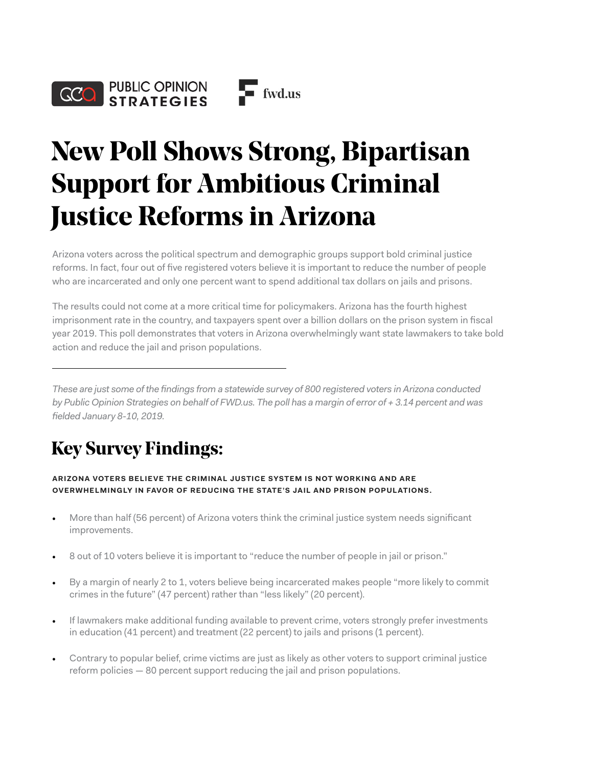PUBLIC OPINION STRATEGIES

fwd.us

# New Poll Shows Strong, Bipartisan Support for Ambitious Criminal Justice Reforms in Arizona

Arizona voters across the political spectrum and demographic groups support bold criminal justice reforms. In fact, four out of five registered voters believe it is important to reduce the number of people who are incarcerated and only one percent want to spend additional tax dollars on jails and prisons.

The results could not come at a more critical time for policymakers. Arizona has the fourth highest imprisonment rate in the country, and taxpayers spent over a billion dollars on the prison system in fiscal year 2019. This poll demonstrates that voters in Arizona overwhelmingly want state lawmakers to take bold action and reduce the jail and prison populations.

---

*These are just some of the findings from a statewide survey of 800 registered voters in Arizona conducted by Public Opinion Strategies on behalf of FWD.us. The poll has a margin of error of + 3.14 percent and was fielded January 8-10, 2019.*

## Key Survey Findings:

**ARIZONA VOTERS BELIEVE THE CRIMINAL JUSTICE SYSTEM IS NOT WORKING AND ARE OVERWHELMINGLY IN FAVOR OF REDUCING THE STATE'S JAIL AND PRISON POPULATIONS.**

- More than half (56 percent) of Arizona voters think the criminal justice system needs significant improvements.
- 8 out of 10 voters believe it is important to "reduce the number of people in jail or prison."
- By a margin of nearly 2 to 1, voters believe being incarcerated makes people "more likely to commit crimes in the future" (47 percent) rather than "less likely" (20 percent).
- If lawmakers make additional funding available to prevent crime, voters strongly prefer investments in education (41 percent) and treatment (22 percent) to jails and prisons (1 percent).
- Contrary to popular belief, crime victims are just as likely as other voters to support criminal justice reform policies — 80 percent support reducing the jail and prison populations.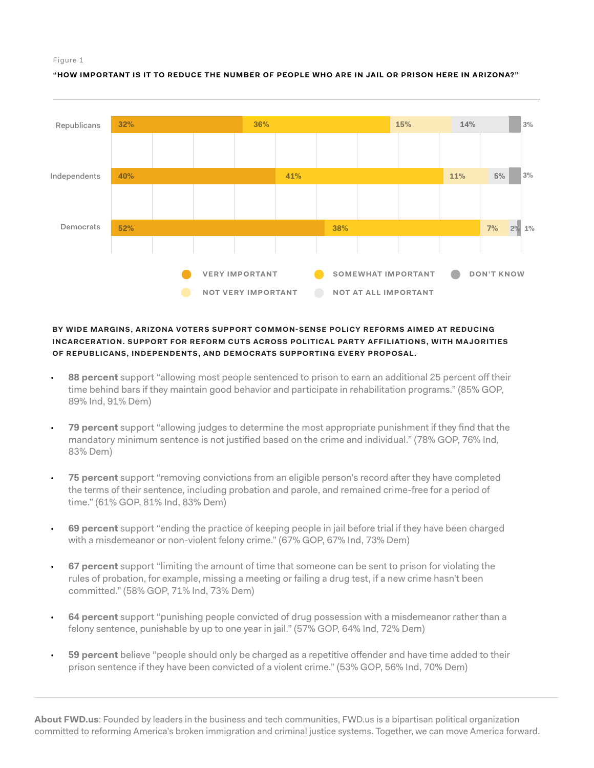Figure 1

**"HOW IMPORTANT IS IT TO REDUCE THE NUMBER OF PEOPLE WHO ARE IN JAIL OR PRISON HERE IN ARIZONA?"**

Republicans
32%
36%
15%
14%
3%

Independents
40%
41%
11%
5%
3%

Democrats
52%
38%
7%
2%
1%

VERY IMPORTANT
SOMEWHAT IMPORTANT
DON'T KNOW
NOT VERY IMPORTANT
NOT AT ALL IMPORTANT

**BY WIDE MARGINS, ARIZONA VOTERS SUPPORT COMMON-SENSE POLICY REFORMS AIMED AT REDUCING INCARCERATION. SUPPORT FOR REFORM CUTS ACROSS POLITICAL PARTY AFFILIATIONS, WITH MAJORITIES OF REPUBLICANS, INDEPENDENTS, AND DEMOCRATS SUPPORTING EVERY PROPOSAL.**

- **88 percent** support "allowing most people sentenced to prison to earn an additional 25 percent off their time behind bars if they maintain good behavior and participate in rehabilitation programs." (85% GOP, 89% Ind, 91% Dem)

- **79 percent** support "allowing judges to determine the most appropriate punishment if they find that the mandatory minimum sentence is not justified based on the crime and individual." (78% GOP, 76% Ind, 83% Dem)

- **75 percent** support "removing convictions from an eligible person's record after they have completed the terms of their sentence, including probation and parole, and remained crime-free for a period of time." (61% GOP, 81% Ind, 83% Dem)

- **69 percent** support "ending the practice of keeping people in jail before trial if they have been charged with a misdemeanor or non-violent felony crime." (67% GOP, 67% Ind, 73% Dem)

- **67 percent** support "limiting the amount of time that someone can be sent to prison for violating the rules of probation, for example, missing a meeting or failing a drug test, if a new crime hasn't been committed." (58% GOP, 71% Ind, 73% Dem)

- **64 percent** support "punishing people convicted of drug possession with a misdemeanor rather than a felony sentence, punishable by up to one year in jail." (57% GOP, 64% Ind, 72% Dem)

- **59 percent** believe "people should only be charged as a repetitive offender and have time added to their prison sentence if they have been convicted of a violent crime." (53% GOP, 56% Ind, 70% Dem)

---

**About FWD.us**: Founded by leaders in the business and tech communities, FWD.us is a bipartisan political organization committed to reforming America's broken immigration and criminal justice systems. Together, we can move America forward.